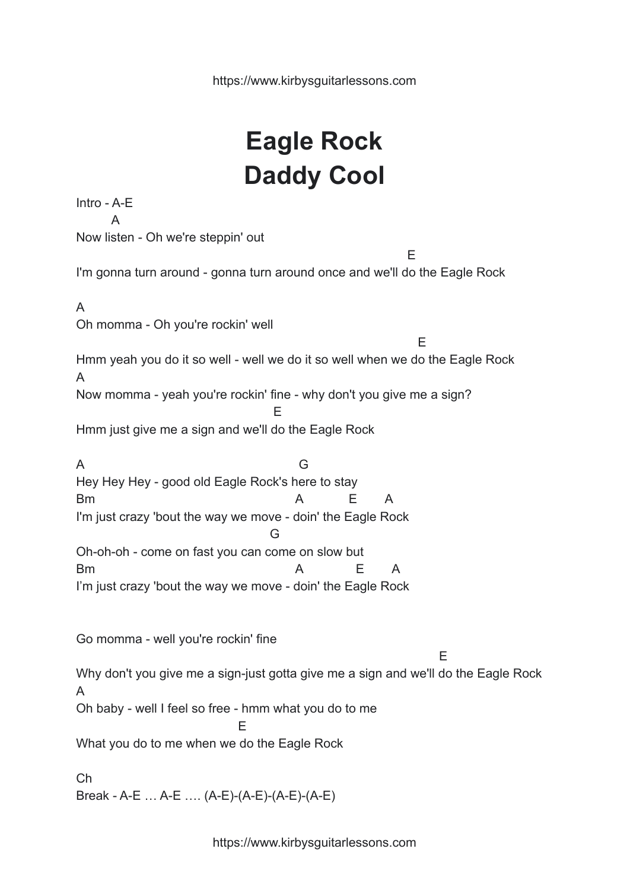# Eagle Rock
# Daddy Cool

```
Intro - A-E
         A
Now listen - Oh we're steppin' out
                                                                                       E
I'm gonna turn around - gonna turn around once and we'll do the Eagle Rock

A
Oh momma - Oh you're rockin' well
                                                                                          E
Hmm yeah you do it so well - well we do it so well when we do the Eagle Rock
A
Now momma - yeah you're rockin' fine - why don't you give me a sign?
                                             E
Hmm just give me a sign and we'll do the Eagle Rock

A                                                   G
Hey Hey Hey - good old Eagle Rock's here to stay
Bm                                                  A          E       A
I'm just crazy 'bout the way we move - doin' the Eagle Rock
                                              G
Oh-oh-oh - come on fast you can come on slow but
Bm                                                  A            E       A
I'm just crazy 'bout the way we move - doin' the Eagle Rock


Go momma - well you're rockin' fine
                                                                                              E
Why don't you give me a sign-just gotta give me a sign and we'll do the Eagle Rock
A
Oh baby - well I feel so free - hmm what you do to me
                                   E
What you do to me when we do the Eagle Rock

Ch
Break - A-E … A-E …. (A-E)-(A-E)-(A-E)-(A-E)
```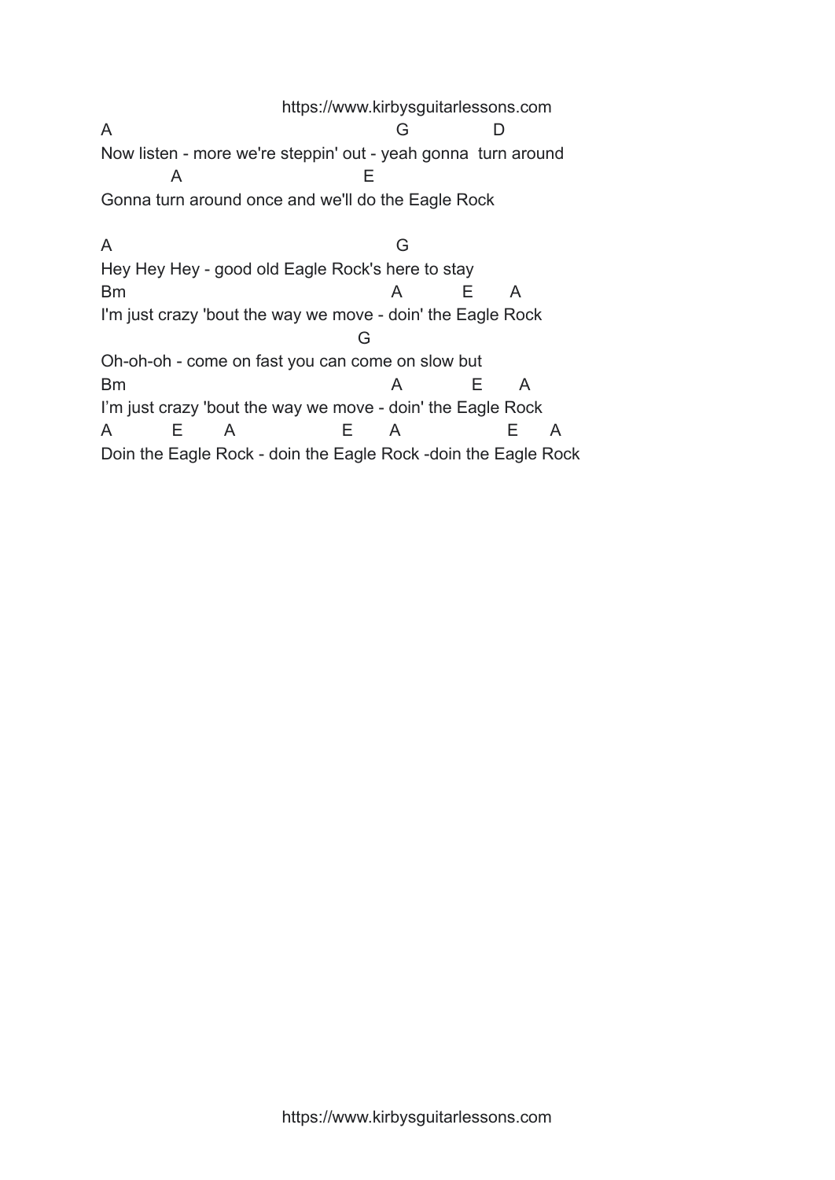```
A                                          G             D
Now listen - more we're steppin' out - yeah gonna  turn around
           A                          E
Gonna turn around once and we'll do the Eagle Rock

A                                          G
Hey Hey Hey - good old Eagle Rock's here to stay
Bm                                        A          E       A
I'm just crazy 'bout the way we move - doin' the Eagle Rock
                                    G
Oh-oh-oh - come on fast you can come on slow but
Bm                                        A            E       A
I'm just crazy 'bout the way we move - doin' the Eagle Rock
A          E       A                E       A                E      A
Doin the Eagle Rock - doin the Eagle Rock -doin the Eagle Rock
```